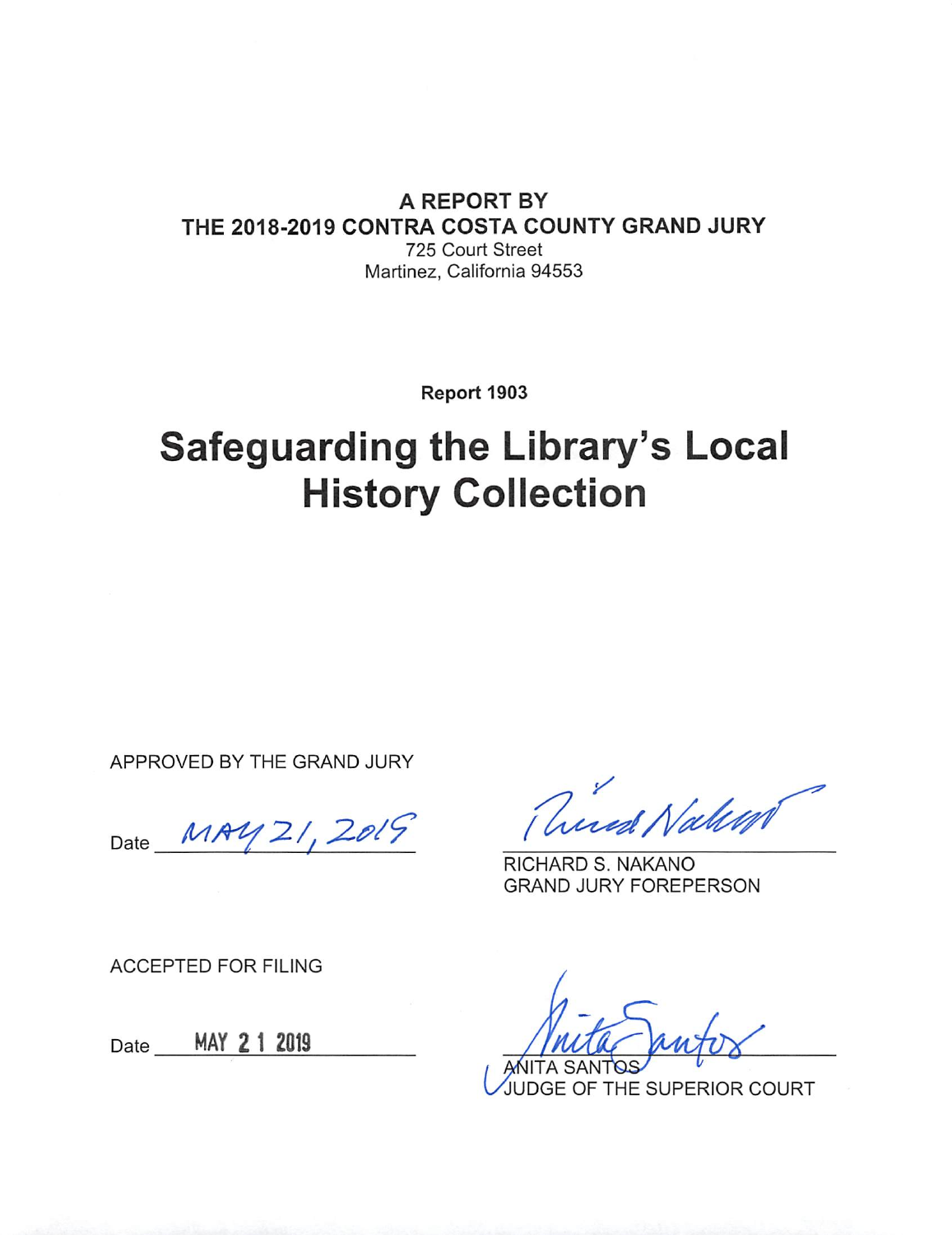**A REPORT BY**
**THE 2018-2019 CONTRA COSTA COUNTY GRAND JURY**
725 Court Street
Martinez, California 94553

**Report 1903**

# Safeguarding the Library's Local History Collection

APPROVED BY THE GRAND JURY

Date MAY 21, 2019

RICHARD S. NAKANO
GRAND JURY FOREPERSON

ACCEPTED FOR FILING

Date MAY 21 2019

ANITA SANTOS
JUDGE OF THE SUPERIOR COURT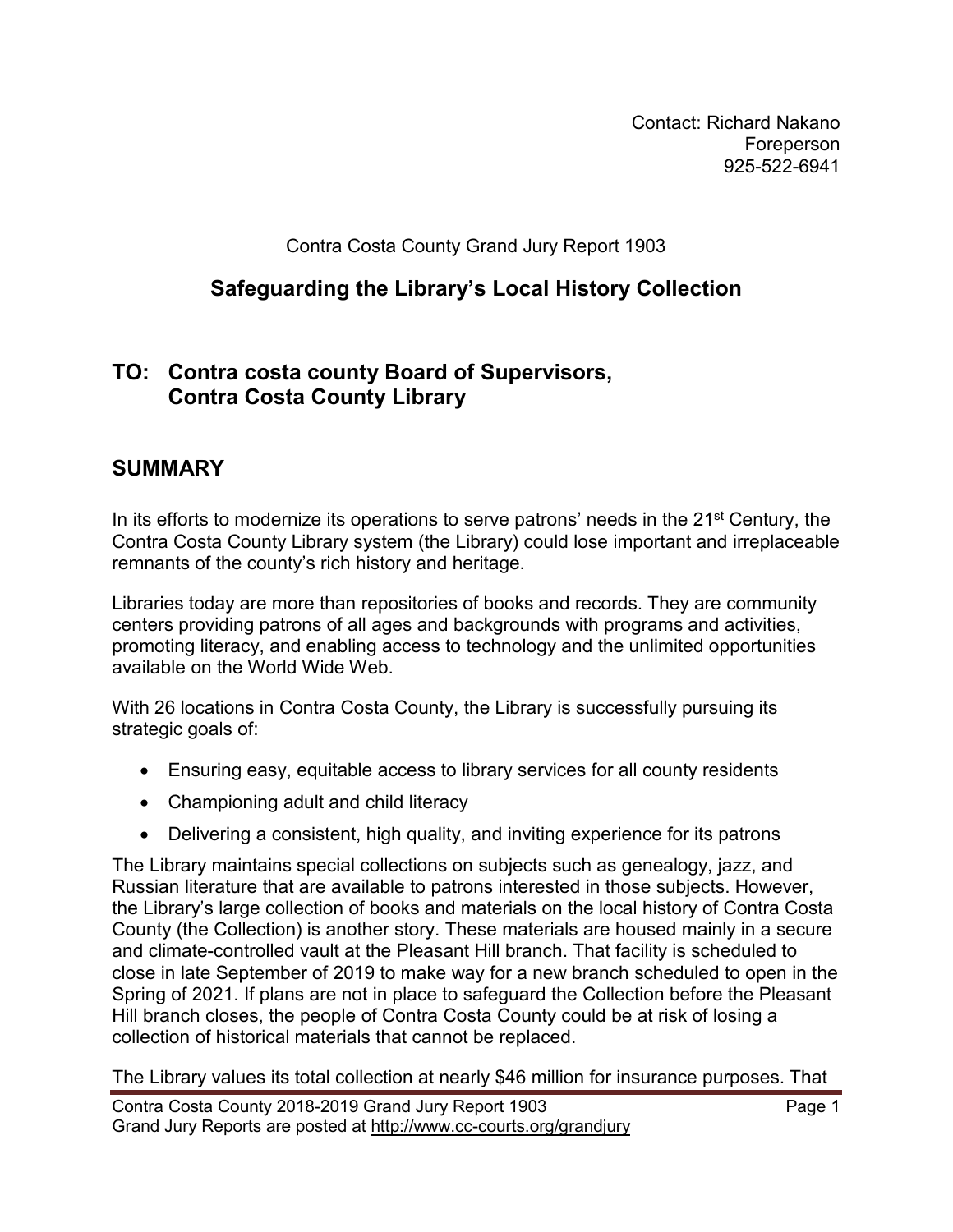Contact: Richard Nakano
Foreperson
925-522-6941

Contra Costa County Grand Jury Report 1903

## Safeguarding the Library's Local History Collection

## TO: Contra costa county Board of Supervisors, Contra Costa County Library

## SUMMARY

In its efforts to modernize its operations to serve patrons' needs in the 21st Century, the Contra Costa County Library system (the Library) could lose important and irreplaceable remnants of the county's rich history and heritage.

Libraries today are more than repositories of books and records. They are community centers providing patrons of all ages and backgrounds with programs and activities, promoting literacy, and enabling access to technology and the unlimited opportunities available on the World Wide Web.

With 26 locations in Contra Costa County, the Library is successfully pursuing its strategic goals of:

- Ensuring easy, equitable access to library services for all county residents
- Championing adult and child literacy
- Delivering a consistent, high quality, and inviting experience for its patrons

The Library maintains special collections on subjects such as genealogy, jazz, and Russian literature that are available to patrons interested in those subjects. However, the Library's large collection of books and materials on the local history of Contra Costa County (the Collection) is another story. These materials are housed mainly in a secure and climate-controlled vault at the Pleasant Hill branch. That facility is scheduled to close in late September of 2019 to make way for a new branch scheduled to open in the Spring of 2021. If plans are not in place to safeguard the Collection before the Pleasant Hill branch closes, the people of Contra Costa County could be at risk of losing a collection of historical materials that cannot be replaced.

The Library values its total collection at nearly $46 million for insurance purposes. That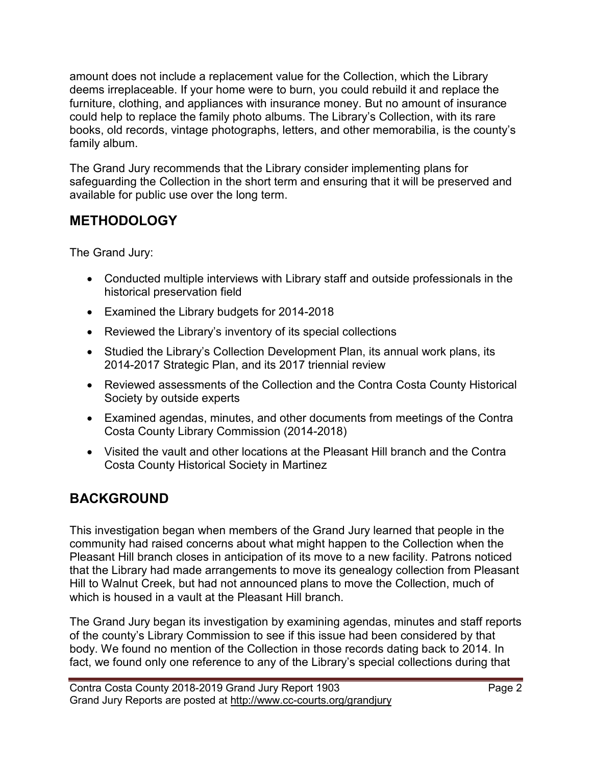amount does not include a replacement value for the Collection, which the Library deems irreplaceable. If your home were to burn, you could rebuild it and replace the furniture, clothing, and appliances with insurance money. But no amount of insurance could help to replace the family photo albums. The Library's Collection, with its rare books, old records, vintage photographs, letters, and other memorabilia, is the county's family album.

The Grand Jury recommends that the Library consider implementing plans for safeguarding the Collection in the short term and ensuring that it will be preserved and available for public use over the long term.

## METHODOLOGY

The Grand Jury:

- Conducted multiple interviews with Library staff and outside professionals in the historical preservation field
- Examined the Library budgets for 2014-2018
- Reviewed the Library's inventory of its special collections
- Studied the Library's Collection Development Plan, its annual work plans, its 2014-2017 Strategic Plan, and its 2017 triennial review
- Reviewed assessments of the Collection and the Contra Costa County Historical Society by outside experts
- Examined agendas, minutes, and other documents from meetings of the Contra Costa County Library Commission (2014-2018)
- Visited the vault and other locations at the Pleasant Hill branch and the Contra Costa County Historical Society in Martinez

## BACKGROUND

This investigation began when members of the Grand Jury learned that people in the community had raised concerns about what might happen to the Collection when the Pleasant Hill branch closes in anticipation of its move to a new facility. Patrons noticed that the Library had made arrangements to move its genealogy collection from Pleasant Hill to Walnut Creek, but had not announced plans to move the Collection, much of which is housed in a vault at the Pleasant Hill branch.

The Grand Jury began its investigation by examining agendas, minutes and staff reports of the county's Library Commission to see if this issue had been considered by that body. We found no mention of the Collection in those records dating back to 2014. In fact, we found only one reference to any of the Library's special collections during that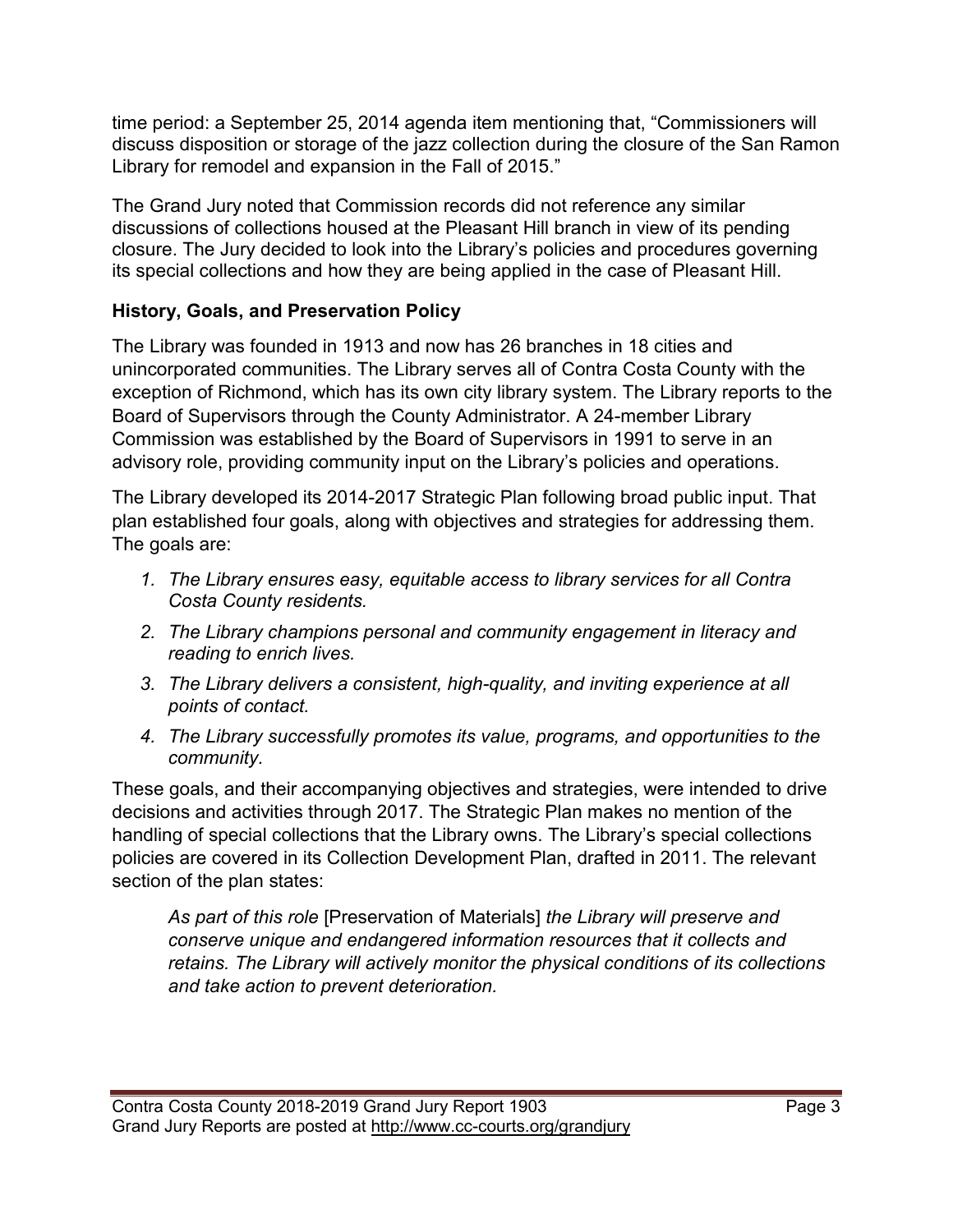time period: a September 25, 2014 agenda item mentioning that, "Commissioners will discuss disposition or storage of the jazz collection during the closure of the San Ramon Library for remodel and expansion in the Fall of 2015."

The Grand Jury noted that Commission records did not reference any similar discussions of collections housed at the Pleasant Hill branch in view of its pending closure. The Jury decided to look into the Library's policies and procedures governing its special collections and how they are being applied in the case of Pleasant Hill.

### History, Goals, and Preservation Policy

The Library was founded in 1913 and now has 26 branches in 18 cities and unincorporated communities. The Library serves all of Contra Costa County with the exception of Richmond, which has its own city library system. The Library reports to the Board of Supervisors through the County Administrator. A 24-member Library Commission was established by the Board of Supervisors in 1991 to serve in an advisory role, providing community input on the Library's policies and operations.

The Library developed its 2014-2017 Strategic Plan following broad public input. That plan established four goals, along with objectives and strategies for addressing them. The goals are:

1. *The Library ensures easy, equitable access to library services for all Contra Costa County residents.*
2. *The Library champions personal and community engagement in literacy and reading to enrich lives.*
3. *The Library delivers a consistent, high-quality, and inviting experience at all points of contact.*
4. *The Library successfully promotes its value, programs, and opportunities to the community*.

These goals, and their accompanying objectives and strategies, were intended to drive decisions and activities through 2017. The Strategic Plan makes no mention of the handling of special collections that the Library owns. The Library's special collections policies are covered in its Collection Development Plan, drafted in 2011. The relevant section of the plan states:

> *As part of this role* [Preservation of Materials] *the Library will preserve and conserve unique and endangered information resources that it collects and retains. The Library will actively monitor the physical conditions of its collections and take action to prevent deterioration.*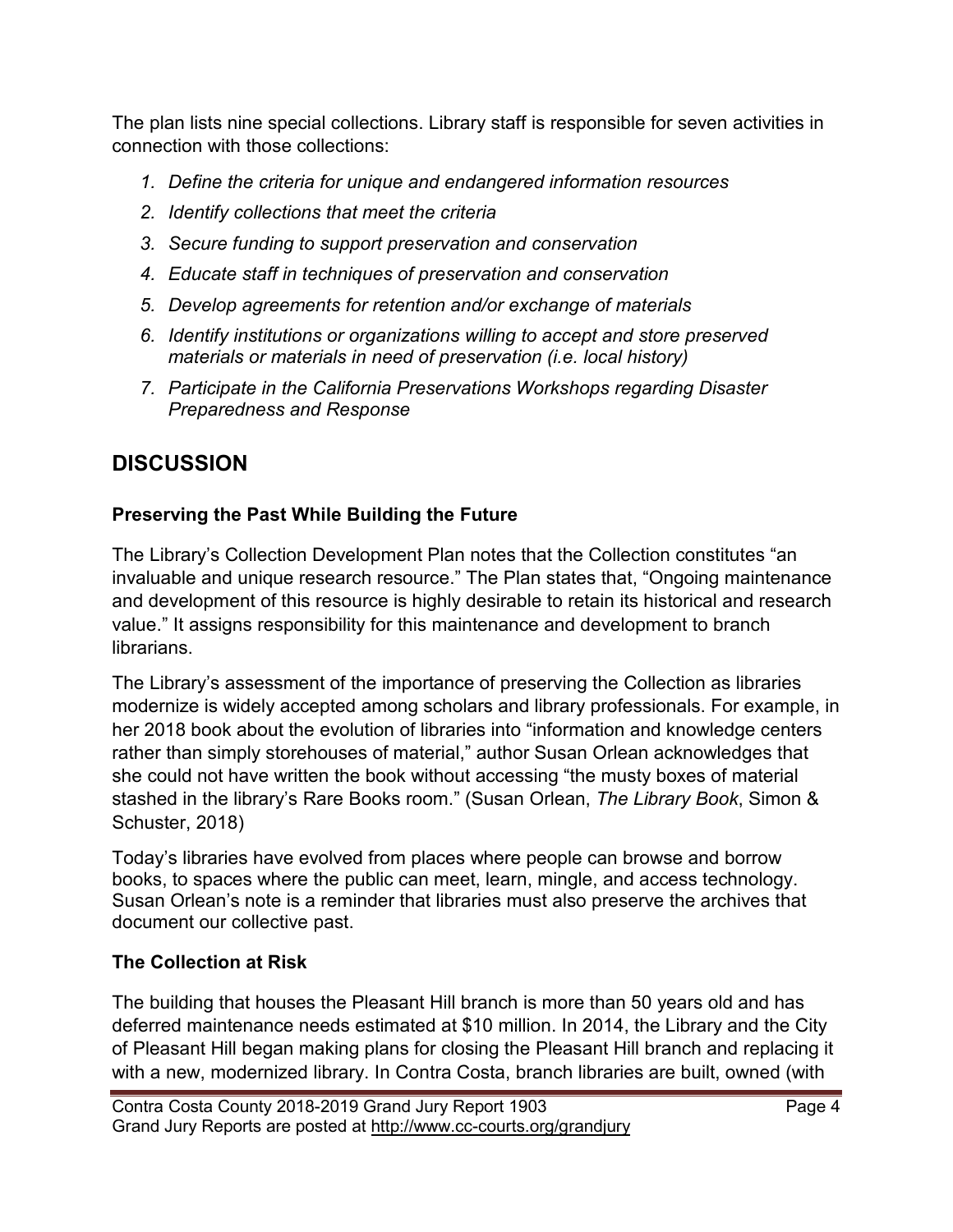The plan lists nine special collections. Library staff is responsible for seven activities in connection with those collections:

1. *Define the criteria for unique and endangered information resources*
2. *Identify collections that meet the criteria*
3. *Secure funding to support preservation and conservation*
4. *Educate staff in techniques of preservation and conservation*
5. *Develop agreements for retention and/or exchange of materials*
6. *Identify institutions or organizations willing to accept and store preserved materials or materials in need of preservation (i.e. local history)*
7. *Participate in the California Preservations Workshops regarding Disaster Preparedness and Response*

## DISCUSSION

### Preserving the Past While Building the Future

The Library's Collection Development Plan notes that the Collection constitutes "an invaluable and unique research resource." The Plan states that, "Ongoing maintenance and development of this resource is highly desirable to retain its historical and research value." It assigns responsibility for this maintenance and development to branch librarians.

The Library's assessment of the importance of preserving the Collection as libraries modernize is widely accepted among scholars and library professionals. For example, in her 2018 book about the evolution of libraries into "information and knowledge centers rather than simply storehouses of material," author Susan Orlean acknowledges that she could not have written the book without accessing "the musty boxes of material stashed in the library's Rare Books room." (Susan Orlean, *The Library Book*, Simon & Schuster, 2018)

Today's libraries have evolved from places where people can browse and borrow books, to spaces where the public can meet, learn, mingle, and access technology. Susan Orlean's note is a reminder that libraries must also preserve the archives that document our collective past.

### The Collection at Risk

The building that houses the Pleasant Hill branch is more than 50 years old and has deferred maintenance needs estimated at $10 million. In 2014, the Library and the City of Pleasant Hill began making plans for closing the Pleasant Hill branch and replacing it with a new, modernized library. In Contra Costa, branch libraries are built, owned (with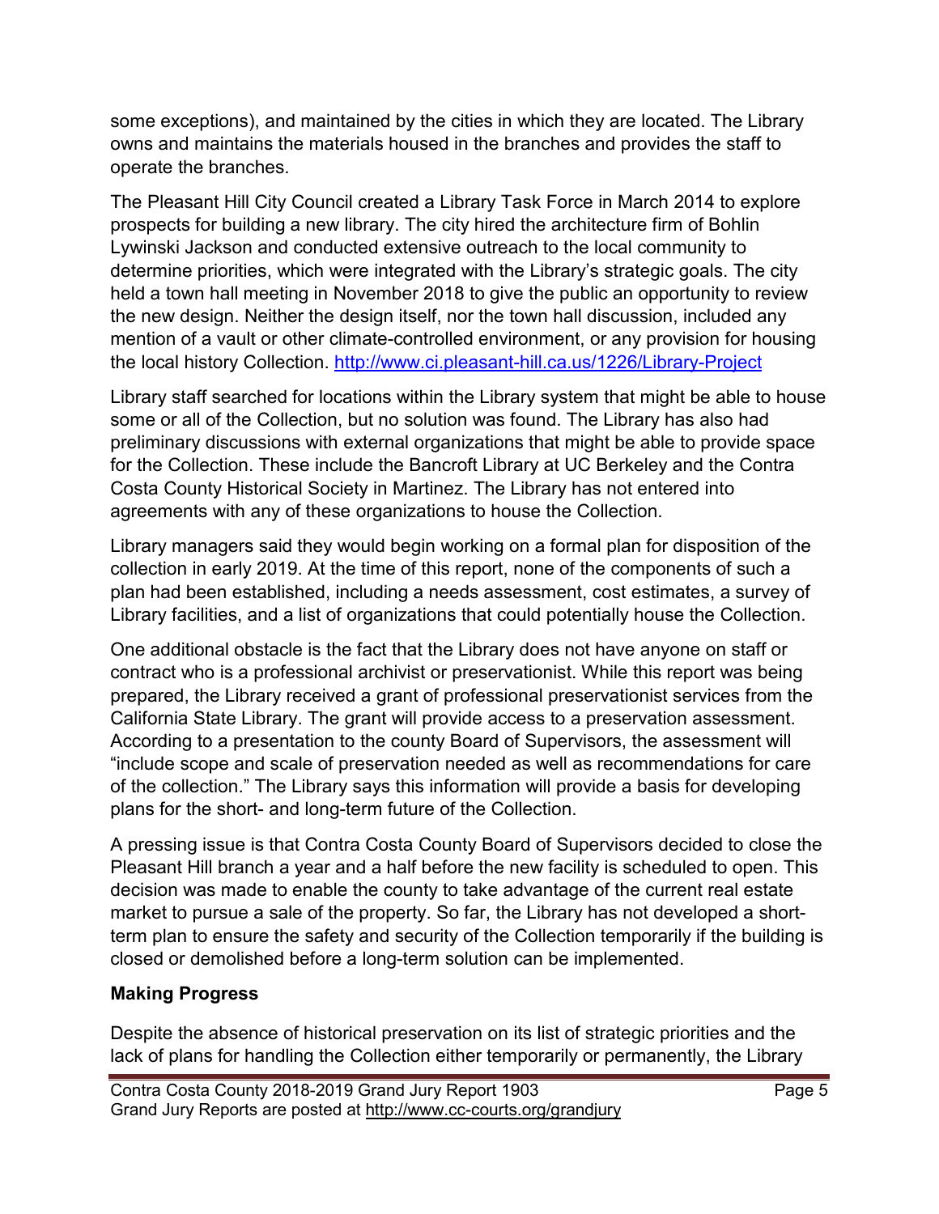some exceptions), and maintained by the cities in which they are located. The Library owns and maintains the materials housed in the branches and provides the staff to operate the branches.

The Pleasant Hill City Council created a Library Task Force in March 2014 to explore prospects for building a new library. The city hired the architecture firm of Bohlin Lywinski Jackson and conducted extensive outreach to the local community to determine priorities, which were integrated with the Library's strategic goals. The city held a town hall meeting in November 2018 to give the public an opportunity to review the new design. Neither the design itself, nor the town hall discussion, included any mention of a vault or other climate-controlled environment, or any provision for housing the local history Collection. http://www.ci.pleasant-hill.ca.us/1226/Library-Project

Library staff searched for locations within the Library system that might be able to house some or all of the Collection, but no solution was found. The Library has also had preliminary discussions with external organizations that might be able to provide space for the Collection. These include the Bancroft Library at UC Berkeley and the Contra Costa County Historical Society in Martinez. The Library has not entered into agreements with any of these organizations to house the Collection.

Library managers said they would begin working on a formal plan for disposition of the collection in early 2019. At the time of this report, none of the components of such a plan had been established, including a needs assessment, cost estimates, a survey of Library facilities, and a list of organizations that could potentially house the Collection.

One additional obstacle is the fact that the Library does not have anyone on staff or contract who is a professional archivist or preservationist. While this report was being prepared, the Library received a grant of professional preservationist services from the California State Library. The grant will provide access to a preservation assessment. According to a presentation to the county Board of Supervisors, the assessment will "include scope and scale of preservation needed as well as recommendations for care of the collection." The Library says this information will provide a basis for developing plans for the short- and long-term future of the Collection.

A pressing issue is that Contra Costa County Board of Supervisors decided to close the Pleasant Hill branch a year and a half before the new facility is scheduled to open. This decision was made to enable the county to take advantage of the current real estate market to pursue a sale of the property. So far, the Library has not developed a short-term plan to ensure the safety and security of the Collection temporarily if the building is closed or demolished before a long-term solution can be implemented.

**Making Progress**

Despite the absence of historical preservation on its list of strategic priorities and the lack of plans for handling the Collection either temporarily or permanently, the Library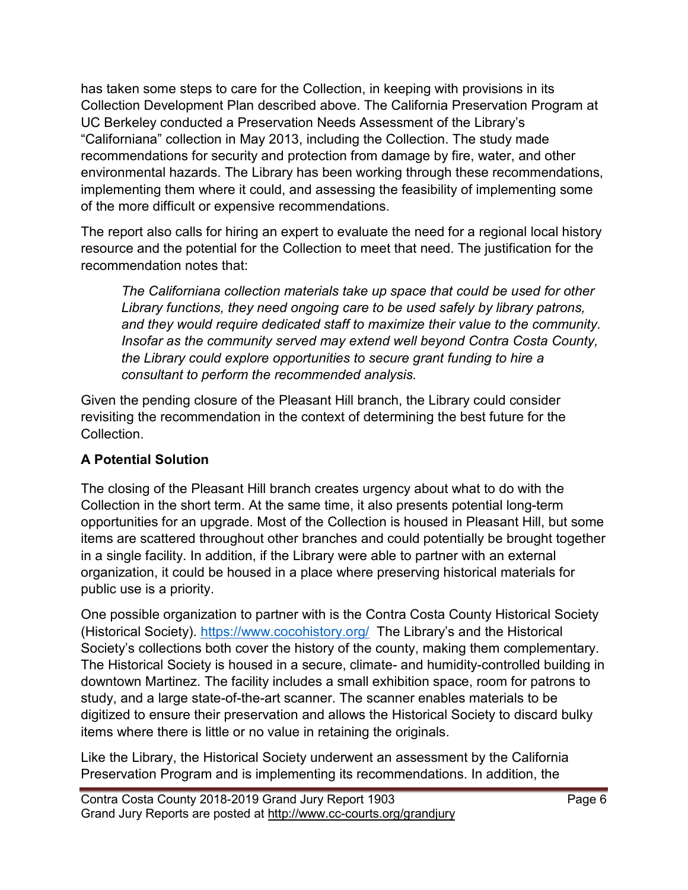has taken some steps to care for the Collection, in keeping with provisions in its Collection Development Plan described above. The California Preservation Program at UC Berkeley conducted a Preservation Needs Assessment of the Library's "Californiana" collection in May 2013, including the Collection. The study made recommendations for security and protection from damage by fire, water, and other environmental hazards. The Library has been working through these recommendations, implementing them where it could, and assessing the feasibility of implementing some of the more difficult or expensive recommendations.

The report also calls for hiring an expert to evaluate the need for a regional local history resource and the potential for the Collection to meet that need. The justification for the recommendation notes that:

> *The Californiana collection materials take up space that could be used for other Library functions, they need ongoing care to be used safely by library patrons, and they would require dedicated staff to maximize their value to the community. Insofar as the community served may extend well beyond Contra Costa County, the Library could explore opportunities to secure grant funding to hire a consultant to perform the recommended analysis.*

Given the pending closure of the Pleasant Hill branch, the Library could consider revisiting the recommendation in the context of determining the best future for the Collection.

**A Potential Solution**

The closing of the Pleasant Hill branch creates urgency about what to do with the Collection in the short term. At the same time, it also presents potential long-term opportunities for an upgrade. Most of the Collection is housed in Pleasant Hill, but some items are scattered throughout other branches and could potentially be brought together in a single facility. In addition, if the Library were able to partner with an external organization, it could be housed in a place where preserving historical materials for public use is a priority.

One possible organization to partner with is the Contra Costa County Historical Society (Historical Society). https://www.cocohistory.org/ The Library's and the Historical Society's collections both cover the history of the county, making them complementary. The Historical Society is housed in a secure, climate- and humidity-controlled building in downtown Martinez. The facility includes a small exhibition space, room for patrons to study, and a large state-of-the-art scanner. The scanner enables materials to be digitized to ensure their preservation and allows the Historical Society to discard bulky items where there is little or no value in retaining the originals.

Like the Library, the Historical Society underwent an assessment by the California Preservation Program and is implementing its recommendations. In addition, the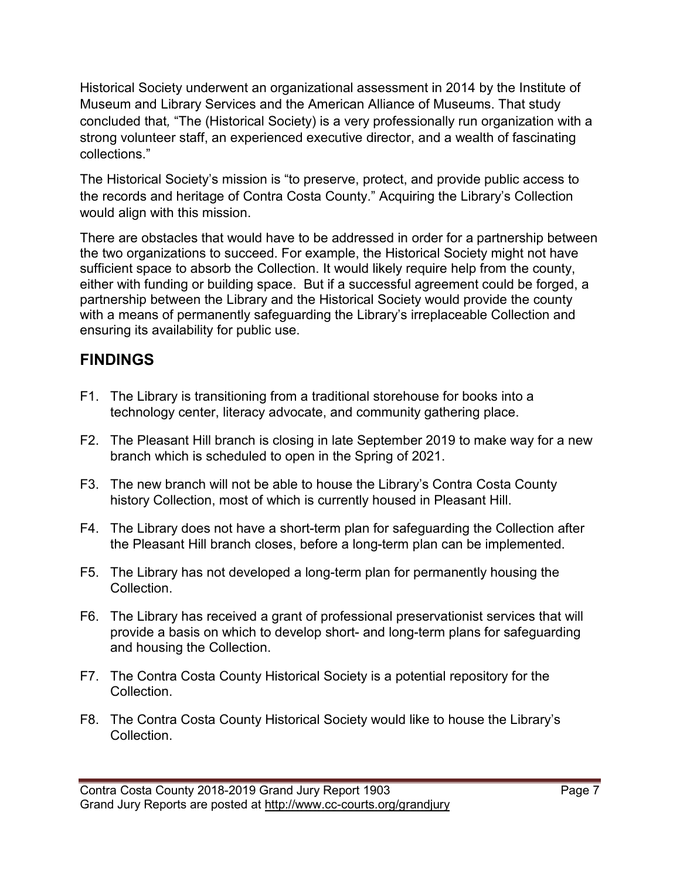Historical Society underwent an organizational assessment in 2014 by the Institute of Museum and Library Services and the American Alliance of Museums. That study concluded that, “The (Historical Society) is a very professionally run organization with a strong volunteer staff, an experienced executive director, and a wealth of fascinating collections.”

The Historical Society’s mission is “to preserve, protect, and provide public access to the records and heritage of Contra Costa County.” Acquiring the Library’s Collection would align with this mission.

There are obstacles that would have to be addressed in order for a partnership between the two organizations to succeed. For example, the Historical Society might not have sufficient space to absorb the Collection. It would likely require help from the county, either with funding or building space. But if a successful agreement could be forged, a partnership between the Library and the Historical Society would provide the county with a means of permanently safeguarding the Library’s irreplaceable Collection and ensuring its availability for public use.

## FINDINGS

F1. The Library is transitioning from a traditional storehouse for books into a technology center, literacy advocate, and community gathering place.

F2. The Pleasant Hill branch is closing in late September 2019 to make way for a new branch which is scheduled to open in the Spring of 2021.

F3. The new branch will not be able to house the Library’s Contra Costa County history Collection, most of which is currently housed in Pleasant Hill.

F4. The Library does not have a short-term plan for safeguarding the Collection after the Pleasant Hill branch closes, before a long-term plan can be implemented.

F5. The Library has not developed a long-term plan for permanently housing the Collection.

F6. The Library has received a grant of professional preservationist services that will provide a basis on which to develop short- and long-term plans for safeguarding and housing the Collection.

F7. The Contra Costa County Historical Society is a potential repository for the Collection.

F8. The Contra Costa County Historical Society would like to house the Library’s Collection.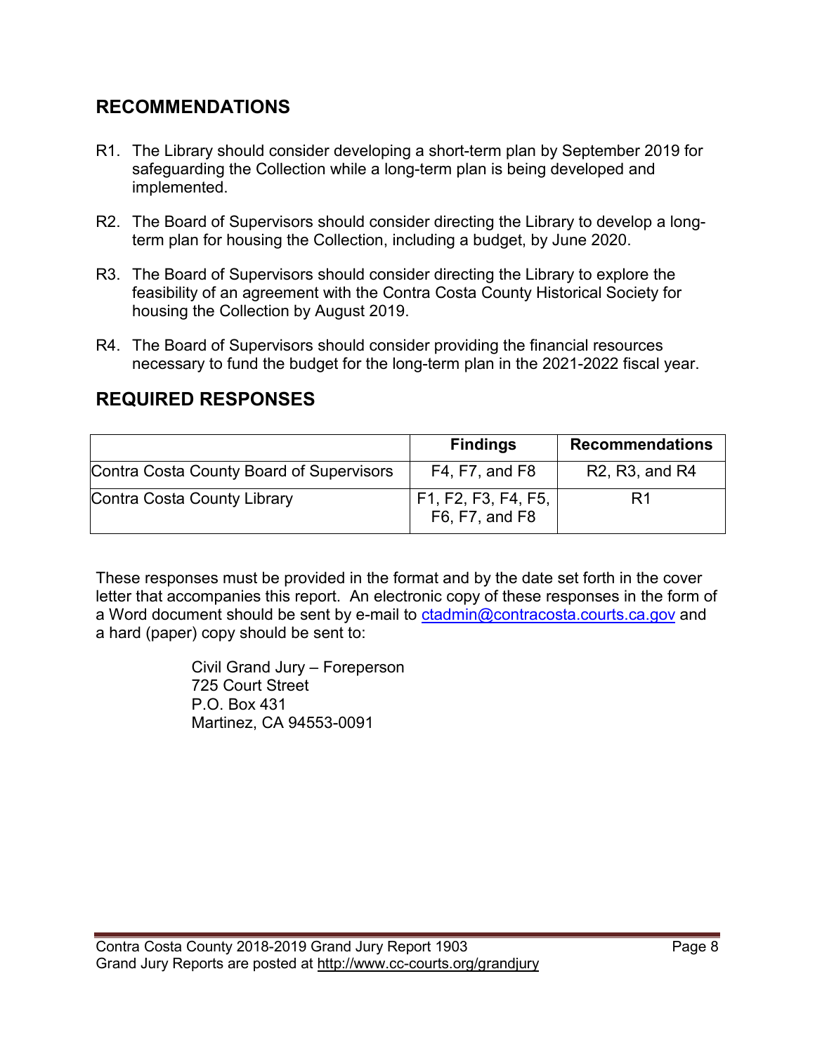## RECOMMENDATIONS

R1. The Library should consider developing a short-term plan by September 2019 for safeguarding the Collection while a long-term plan is being developed and implemented.

R2. The Board of Supervisors should consider directing the Library to develop a long-term plan for housing the Collection, including a budget, by June 2020.

R3. The Board of Supervisors should consider directing the Library to explore the feasibility of an agreement with the Contra Costa County Historical Society for housing the Collection by August 2019.

R4. The Board of Supervisors should consider providing the financial resources necessary to fund the budget for the long-term plan in the 2021-2022 fiscal year.

## REQUIRED RESPONSES

| | Findings | Recommendations |
|---|---|---|
| Contra Costa County Board of Supervisors | F4, F7, and F8 | R2, R3, and R4 |
| Contra Costa County Library | F1, F2, F3, F4, F5, F6, F7, and F8 | R1 |

These responses must be provided in the format and by the date set forth in the cover letter that accompanies this report. An electronic copy of these responses in the form of a Word document should be sent by e-mail to ctadmin@contracosta.courts.ca.gov and a hard (paper) copy should be sent to:

Civil Grand Jury – Foreperson
725 Court Street
P.O. Box 431
Martinez, CA 94553-0091